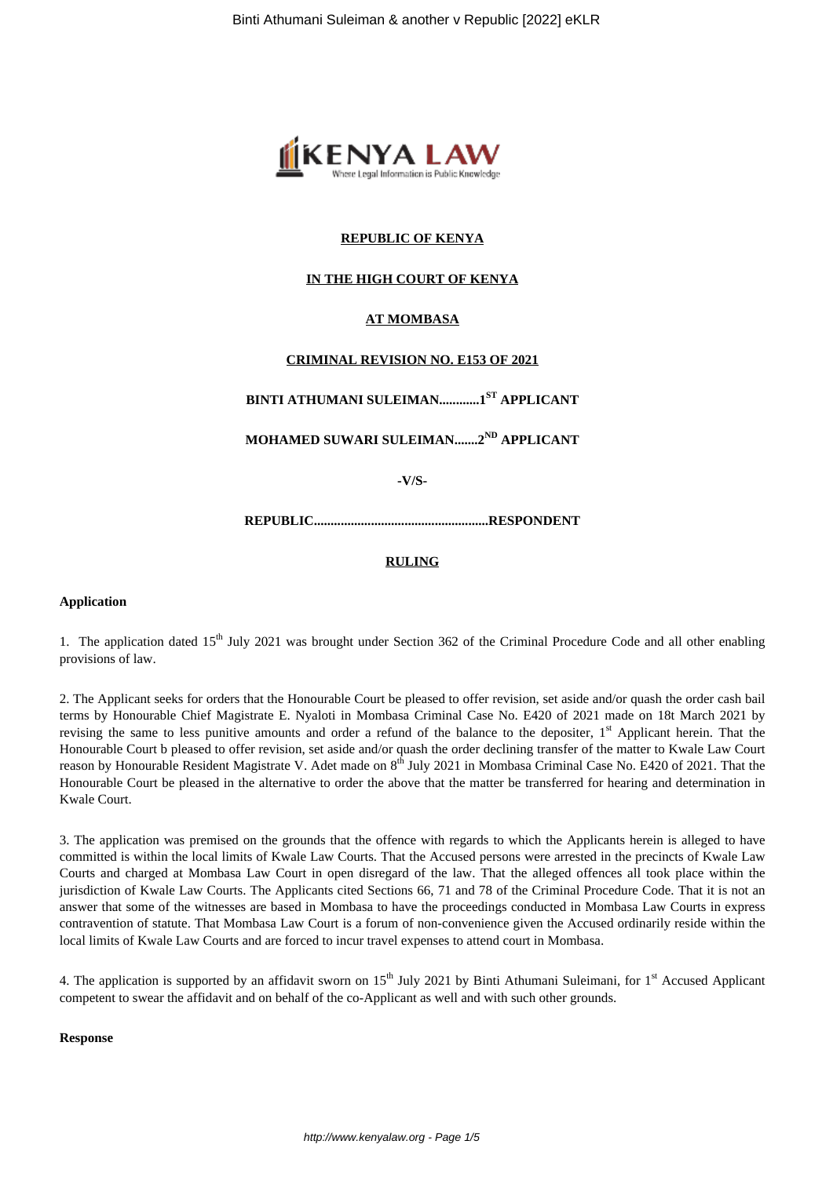**REPUBLIC OF KENYA**

**IN THE HIGH COURT OF KENYA**

**AT MOMBASA**

**CRIMINAL REVISION NO. E153 OF 2021**

**BINTI ATHUMANI SULEIMAN............1[ST] APPLICANT**

**MOHAMED SUWARI SULEIMAN.......2[ND] APPLICANT**

**-V/S-**

**REPUBLIC....................................................RESPONDENT**

**RULING**

**Application**

1. The application dated 15[th] July 2021 was brought under Section 362 of the Criminal Procedure Code and all other enabling provisions of law.

2. The Applicant seeks for orders that the Honourable Court be pleased to offer revision, set aside and/or quash the order cash bail terms by Honourable Chief Magistrate E. Nyaloti in Mombasa Criminal Case No. E420 of 2021 made on 18t March 2021 by revising the same to less punitive amounts and order a refund of the balance to the depositer, 1[st] Applicant herein. That the Honourable Court b pleased to offer revision, set aside and/or quash the order declining transfer of the matter to Kwale Law Court reason by Honourable Resident Magistrate V. Adet made on 8[th] July 2021 in Mombasa Criminal Case No. E420 of 2021. That the Honourable Court be pleased in the alternative to order the above that the matter be transferred for hearing and determination in Kwale Court.

3. The application was premised on the grounds that the offence with regards to which the Applicants herein is alleged to have committed is within the local limits of Kwale Law Courts. That the Accused persons were arrested in the precincts of Kwale Law Courts and charged at Mombasa Law Court in open disregard of the law. That the alleged offences all took place within the jurisdiction of Kwale Law Courts. The Applicants cited Sections 66, 71 and 78 of the Criminal Procedure Code. That it is not an answer that some of the witnesses are based in Mombasa to have the proceedings conducted in Mombasa Law Courts in express contravention of statute. That Mombasa Law Court is a forum of non-convenience given the Accused ordinarily reside within the local limits of Kwale Law Courts and are forced to incur travel expenses to attend court in Mombasa.

4. The application is supported by an affidavit sworn on 15[th] July 2021 by Binti Athumani Suleimani, for 1[st] Accused Applicant competent to swear the affidavit and on behalf of the co-Applicant as well and with such other grounds.

**Response**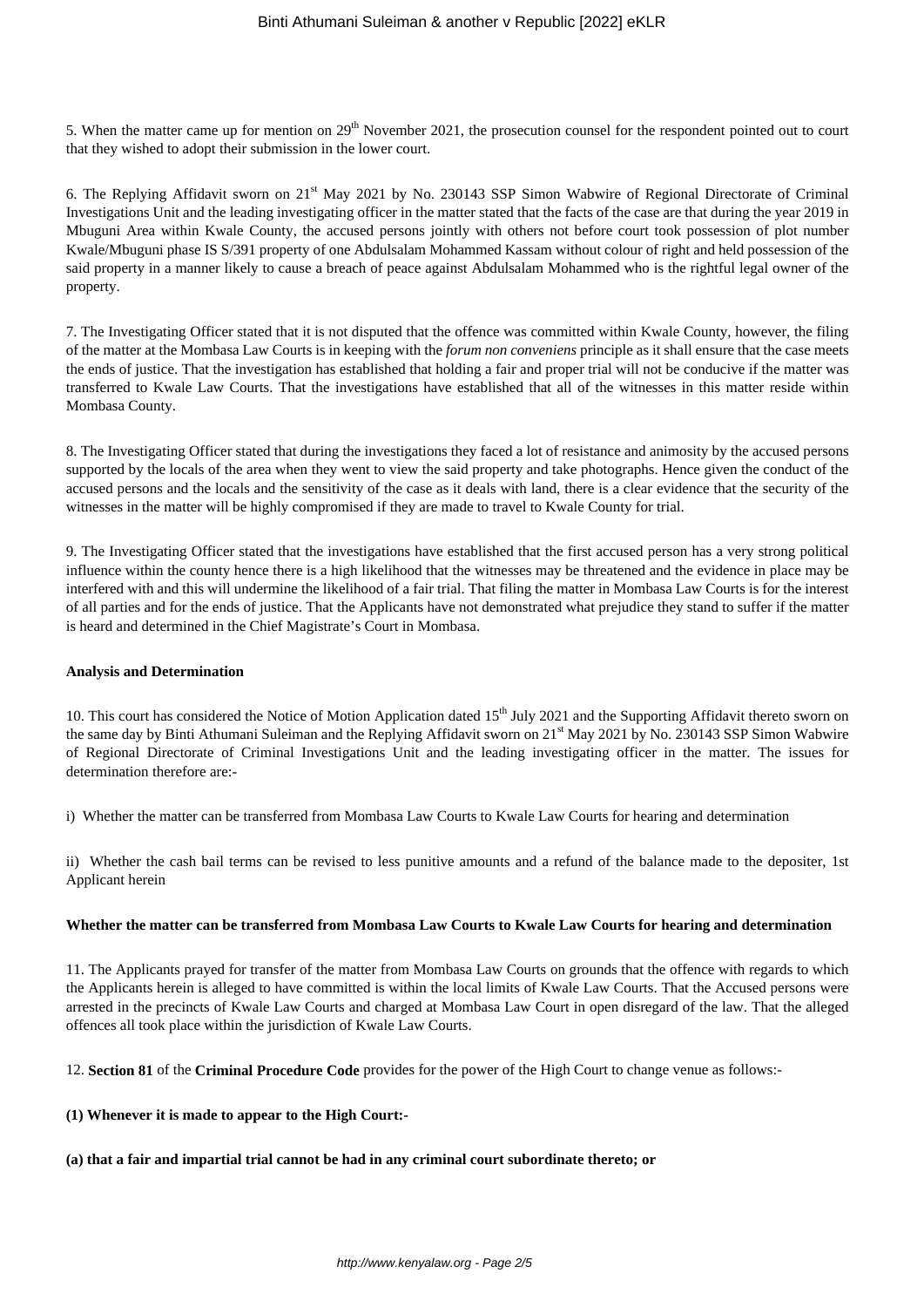5. When the matter came up for mention on 29th November 2021, the prosecution counsel for the respondent pointed out to court that they wished to adopt their submission in the lower court.

6. The Replying Affidavit sworn on 21st May 2021 by No. 230143 SSP Simon Wabwire of Regional Directorate of Criminal Investigations Unit and the leading investigating officer in the matter stated that the facts of the case are that during the year 2019 in Mbuguni Area within Kwale County, the accused persons jointly with others not before court took possession of plot number Kwale/Mbuguni phase IS S/391 property of one Abdulsalam Mohammed Kassam without colour of right and held possession of the said property in a manner likely to cause a breach of peace against Abdulsalam Mohammed who is the rightful legal owner of the property.

7. The Investigating Officer stated that it is not disputed that the offence was committed within Kwale County, however, the filing of the matter at the Mombasa Law Courts is in keeping with the *forum non conveniens* principle as it shall ensure that the case meets the ends of justice. That the investigation has established that holding a fair and proper trial will not be conducive if the matter was transferred to Kwale Law Courts. That the investigations have established that all of the witnesses in this matter reside within Mombasa County.

8. The Investigating Officer stated that during the investigations they faced a lot of resistance and animosity by the accused persons supported by the locals of the area when they went to view the said property and take photographs. Hence given the conduct of the accused persons and the locals and the sensitivity of the case as it deals with land, there is a clear evidence that the security of the witnesses in the matter will be highly compromised if they are made to travel to Kwale County for trial.

9. The Investigating Officer stated that the investigations have established that the first accused person has a very strong political influence within the county hence there is a high likelihood that the witnesses may be threatened and the evidence in place may be interfered with and this will undermine the likelihood of a fair trial. That filing the matter in Mombasa Law Courts is for the interest of all parties and for the ends of justice. That the Applicants have not demonstrated what prejudice they stand to suffer if the matter is heard and determined in the Chief Magistrate's Court in Mombasa.

**Analysis and Determination**

10. This court has considered the Notice of Motion Application dated 15th July 2021 and the Supporting Affidavit thereto sworn on the same day by Binti Athumani Suleiman and the Replying Affidavit sworn on 21st May 2021 by No. 230143 SSP Simon Wabwire of Regional Directorate of Criminal Investigations Unit and the leading investigating officer in the matter. The issues for determination therefore are:-

i) Whether the matter can be transferred from Mombasa Law Courts to Kwale Law Courts for hearing and determination

ii) Whether the cash bail terms can be revised to less punitive amounts and a refund of the balance made to the depositer, 1st Applicant herein

**Whether the matter can be transferred from Mombasa Law Courts to Kwale Law Courts for hearing and determination**

11. The Applicants prayed for transfer of the matter from Mombasa Law Courts on grounds that the offence with regards to which the Applicants herein is alleged to have committed is within the local limits of Kwale Law Courts. That the Accused persons were arrested in the precincts of Kwale Law Courts and charged at Mombasa Law Court in open disregard of the law. That the alleged offences all took place within the jurisdiction of Kwale Law Courts.

12. **Section 81** of the **Criminal Procedure Code** provides for the power of the High Court to change venue as follows:-

**(1) Whenever it is made to appear to the High Court:-**

**(a) that a fair and impartial trial cannot be had in any criminal court subordinate thereto; or**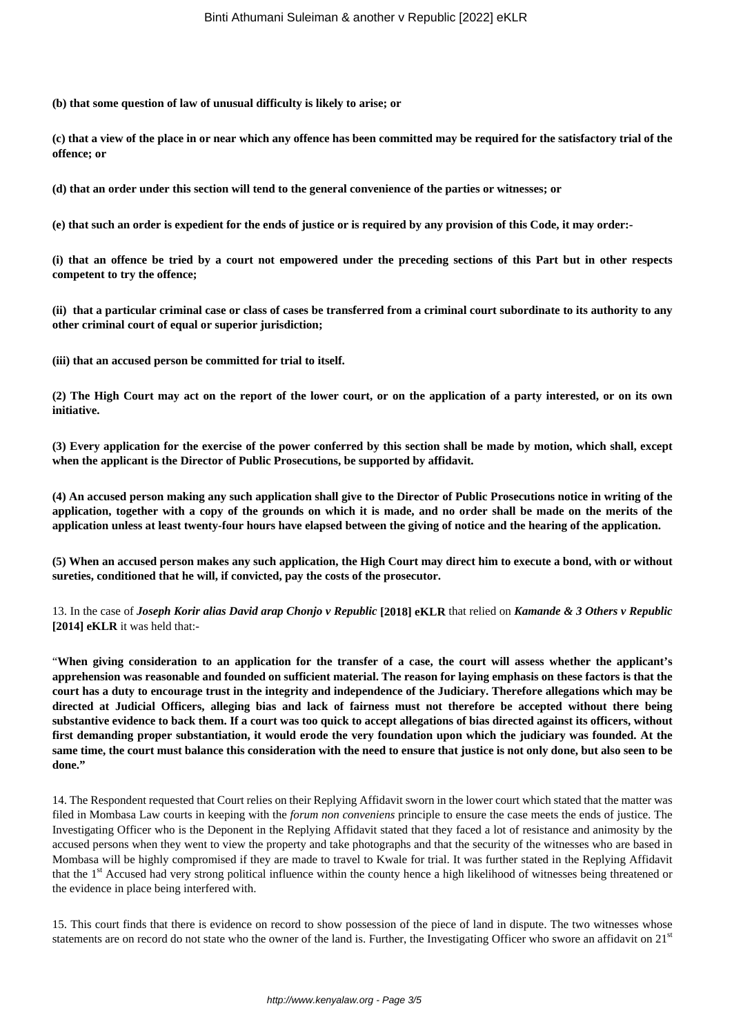**(b) that some question of law of unusual difficulty is likely to arise; or**

**(c) that a view of the place in or near which any offence has been committed may be required for the satisfactory trial of the offence; or**

**(d) that an order under this section will tend to the general convenience of the parties or witnesses; or**

**(e) that such an order is expedient for the ends of justice or is required by any provision of this Code, it may order:-**

**(i) that an offence be tried by a court not empowered under the preceding sections of this Part but in other respects competent to try the offence;**

**(ii) that a particular criminal case or class of cases be transferred from a criminal court subordinate to its authority to any other criminal court of equal or superior jurisdiction;**

**(iii) that an accused person be committed for trial to itself.**

**(2) The High Court may act on the report of the lower court, or on the application of a party interested, or on its own initiative.**

**(3) Every application for the exercise of the power conferred by this section shall be made by motion, which shall, except when the applicant is the Director of Public Prosecutions, be supported by affidavit.**

**(4) An accused person making any such application shall give to the Director of Public Prosecutions notice in writing of the application, together with a copy of the grounds on which it is made, and no order shall be made on the merits of the application unless at least twenty-four hours have elapsed between the giving of notice and the hearing of the application.**

**(5) When an accused person makes any such application, the High Court may direct him to execute a bond, with or without sureties, conditioned that he will, if convicted, pay the costs of the prosecutor.**

13. In the case of ***Joseph Korir alias David arap Chonjo v Republic* [2018] eKLR** that relied on ***Kamande & 3 Others v Republic* [2014] eKLR** it was held that:-

"**When giving consideration to an application for the transfer of a case, the court will assess whether the applicant's apprehension was reasonable and founded on sufficient material. The reason for laying emphasis on these factors is that the court has a duty to encourage trust in the integrity and independence of the Judiciary. Therefore allegations which may be directed at Judicial Officers, alleging bias and lack of fairness must not therefore be accepted without there being substantive evidence to back them. If a court was too quick to accept allegations of bias directed against its officers, without first demanding proper substantiation, it would erode the very foundation upon which the judiciary was founded. At the same time, the court must balance this consideration with the need to ensure that justice is not only done, but also seen to be done.**"

14. The Respondent requested that Court relies on their Replying Affidavit sworn in the lower court which stated that the matter was filed in Mombasa Law courts in keeping with the *forum non conveniens* principle to ensure the case meets the ends of justice. The Investigating Officer who is the Deponent in the Replying Affidavit stated that they faced a lot of resistance and animosity by the accused persons when they went to view the property and take photographs and that the security of the witnesses who are based in Mombasa will be highly compromised if they are made to travel to Kwale for trial. It was further stated in the Replying Affidavit that the 1st Accused had very strong political influence within the county hence a high likelihood of witnesses being threatened or the evidence in place being interfered with.

15. This court finds that there is evidence on record to show possession of the piece of land in dispute. The two witnesses whose statements are on record do not state who the owner of the land is. Further, the Investigating Officer who swore an affidavit on 21st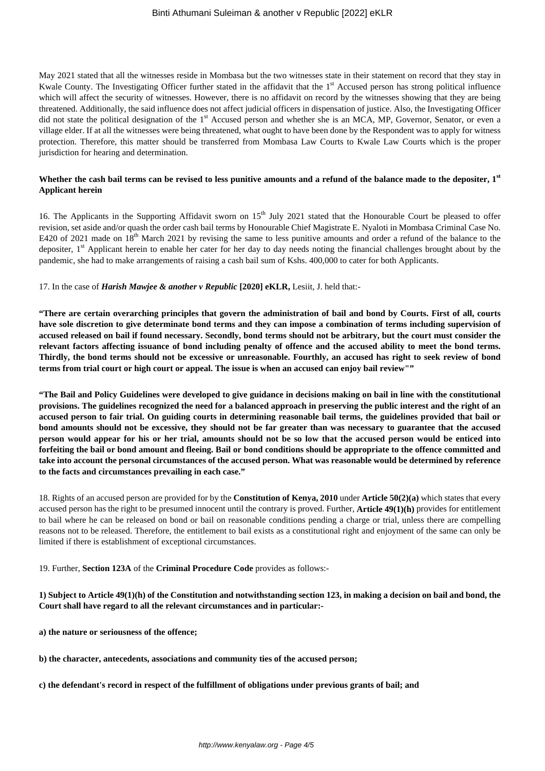May 2021 stated that all the witnesses reside in Mombasa but the two witnesses state in their statement on record that they stay in Kwale County. The Investigating Officer further stated in the affidavit that the 1st Accused person has strong political influence which will affect the security of witnesses. However, there is no affidavit on record by the witnesses showing that they are being threatened. Additionally, the said influence does not affect judicial officers in dispensation of justice. Also, the Investigating Officer did not state the political designation of the 1st Accused person and whether she is an MCA, MP, Governor, Senator, or even a village elder. If at all the witnesses were being threatened, what ought to have been done by the Respondent was to apply for witness protection. Therefore, this matter should be transferred from Mombasa Law Courts to Kwale Law Courts which is the proper jurisdiction for hearing and determination.

**Whether the cash bail terms can be revised to less punitive amounts and a refund of the balance made to the depositer, 1st Applicant herein**

16. The Applicants in the Supporting Affidavit sworn on 15th July 2021 stated that the Honourable Court be pleased to offer revision, set aside and/or quash the order cash bail terms by Honourable Chief Magistrate E. Nyaloti in Mombasa Criminal Case No. E420 of 2021 made on 18th March 2021 by revising the same to less punitive amounts and order a refund of the balance to the depositer, 1st Applicant herein to enable her cater for her day to day needs noting the financial challenges brought about by the pandemic, she had to make arrangements of raising a cash bail sum of Kshs. 400,000 to cater for both Applicants.

17. In the case of ***Harish Mawjee & another v Republic* [2020] eKLR,** Lesiit, J. held that:-

**"There are certain overarching principles that govern the administration of bail and bond by Courts. First of all, courts have sole discretion to give determinate bond terms and they can impose a combination of terms including supervision of accused released on bail if found necessary. Secondly, bond terms should not be arbitrary, but the court must consider the relevant factors affecting issuance of bond including penalty of offence and the accused ability to meet the bond terms. Thirdly, the bond terms should not be excessive or unreasonable. Fourthly, an accused has right to seek review of bond terms from trial court or high court or appeal. The issue is when an accused can enjoy bail review""**

**"The Bail and Policy Guidelines were developed to give guidance in decisions making on bail in line with the constitutional provisions. The guidelines recognized the need for a balanced approach in preserving the public interest and the right of an accused person to fair trial. On guiding courts in determining reasonable bail terms, the guidelines provided that bail or bond amounts should not be excessive, they should not be far greater than was necessary to guarantee that the accused person would appear for his or her trial, amounts should not be so low that the accused person would be enticed into forfeiting the bail or bond amount and fleeing. Bail or bond conditions should be appropriate to the offence committed and take into account the personal circumstances of the accused person. What was reasonable would be determined by reference to the facts and circumstances prevailing in each case."**

18. Rights of an accused person are provided for by the **Constitution of Kenya, 2010** under **Article 50(2)(a)** which states that every accused person has the right to be presumed innocent until the contrary is proved. Further, **Article 49(1)(h)** provides for entitlement to bail where he can be released on bond or bail on reasonable conditions pending a charge or trial, unless there are compelling reasons not to be released. Therefore, the entitlement to bail exists as a constitutional right and enjoyment of the same can only be limited if there is establishment of exceptional circumstances.

19. Further, **Section 123A** of the **Criminal Procedure Code** provides as follows:-

**1) Subject to Article 49(1)(h) of the Constitution and notwithstanding section 123, in making a decision on bail and bond, the Court shall have regard to all the relevant circumstances and in particular:-**

**a) the nature or seriousness of the offence;**

**b) the character, antecedents, associations and community ties of the accused person;**

**c) the defendant's record in respect of the fulfillment of obligations under previous grants of bail; and**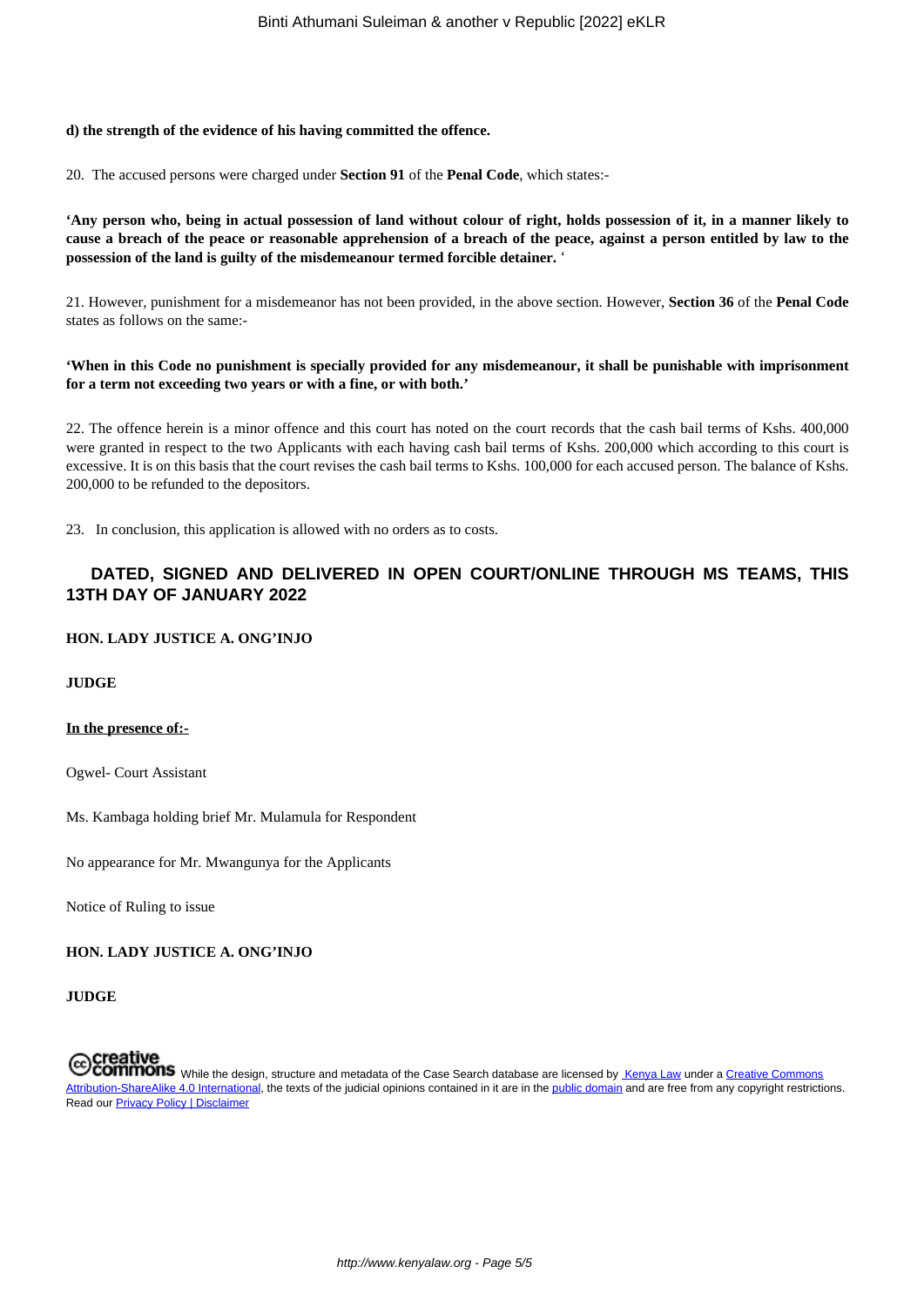**d) the strength of the evidence of his having committed the offence.**

20. The accused persons were charged under **Section 91** of the **Penal Code**, which states:-

**'Any person who, being in actual possession of land without colour of right, holds possession of it, in a manner likely to cause a breach of the peace or reasonable apprehension of a breach of the peace, against a person entitled by law to the possession of the land is guilty of the misdemeanour termed forcible detainer.** '

21. However, punishment for a misdemeanor has not been provided, in the above section. However, **Section 36** of the **Penal Code** states as follows on the same:-

**'When in this Code no punishment is specially provided for any misdemeanour, it shall be punishable with imprisonment for a term not exceeding two years or with a fine, or with both.'**

22. The offence herein is a minor offence and this court has noted on the court records that the cash bail terms of Kshs. 400,000 were granted in respect to the two Applicants with each having cash bail terms of Kshs. 200,000 which according to this court is excessive. It is on this basis that the court revises the cash bail terms to Kshs. 100,000 for each accused person. The balance of Kshs. 200,000 to be refunded to the depositors.

23. In conclusion, this application is allowed with no orders as to costs.

**DATED, SIGNED AND DELIVERED IN OPEN COURT/ONLINE THROUGH MS TEAMS, THIS 13TH DAY OF JANUARY 2022**

**HON. LADY JUSTICE A. ONG'INJO**

**JUDGE**

**In the presence of:-**

Ogwel- Court Assistant

Ms. Kambaga holding brief Mr. Mulamula for Respondent

No appearance for Mr. Mwangunya for the Applicants

Notice of Ruling to issue

**HON. LADY JUSTICE A. ONG'INJO**

**JUDGE**

While the design, structure and metadata of the Case Search database are licensed by Kenya Law under a Creative Commons Attribution-ShareAlike 4.0 International, the texts of the judicial opinions contained in it are in the public domain and are free from any copyright restrictions. Read our Privacy Policy | Disclaimer